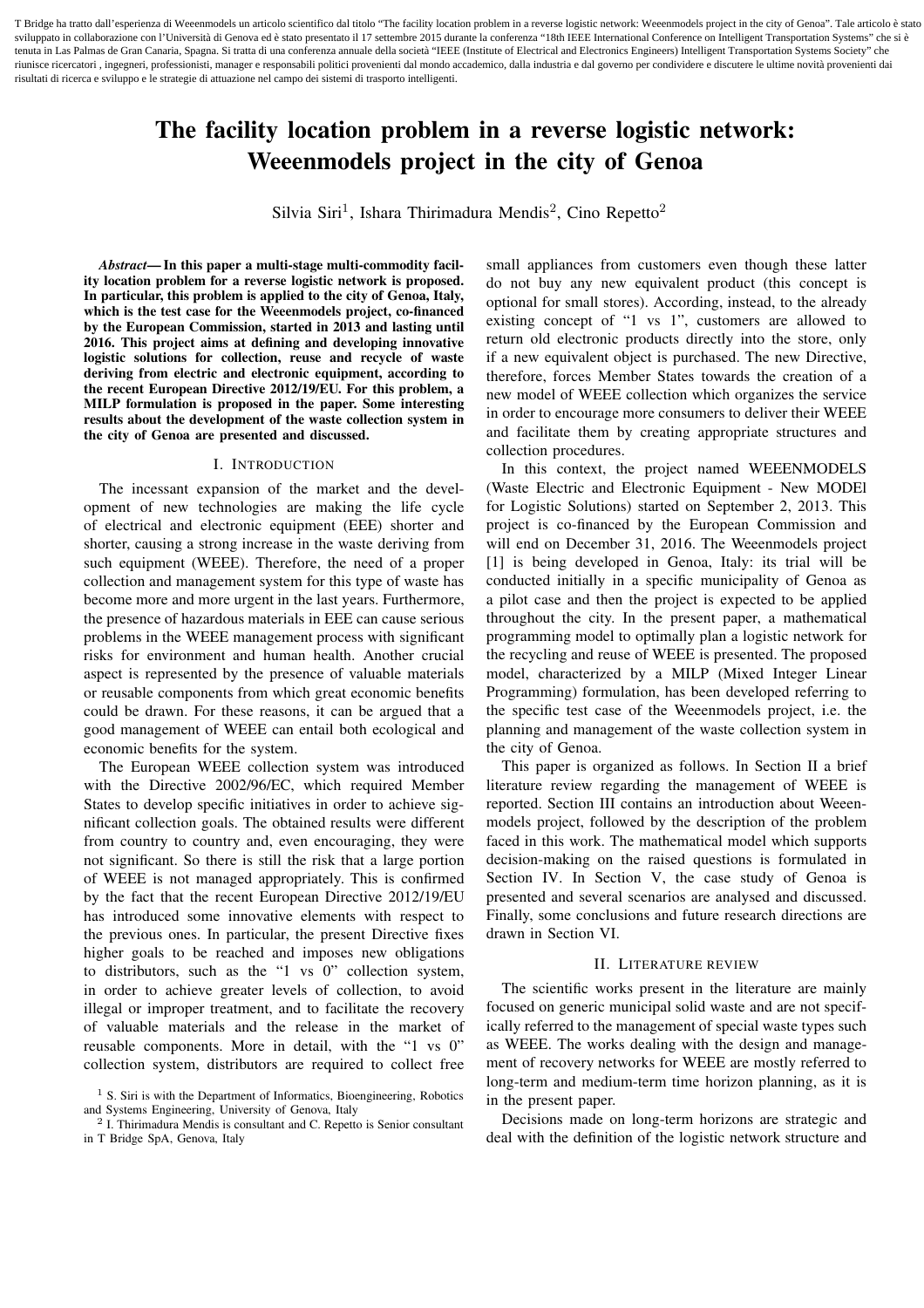T Bridge ha tratto dall'esperienza di Weeenmodels un articolo scientifico dal titolo "The facility location problem in a reverse logistic network: Weeenmodels project in the city of Genoa". Tale articolo è stato sviluppato in collaborazione con l'Università di Genova ed è stato presentato il 17 settembre 2015 durante la conferenza "18th IEEE International Conference on Intelligent Transportation Systems" che si è tenuta in Las Palmas de Gran Canaria, Spagna. Si tratta di una conferenza annuale della società "IEEE (Institute of Electrical and Electronics Engineers) Intelligent Transportation Systems Society" che riunisce ricercatori , ingegneri, professionisti, manager e responsabili politici provenienti dal mondo accademico, dalla industria e dal governo per condividere e discutere le ultime novità provenienti dai risultati di ricerca e sviluppo e le strategie di attuazione nel campo dei sistemi di trasporto intelligenti.

# The facility location problem in a reverse logistic network: Weeenmodels project in the city of Genoa

Silvia Siri[1], Ishara Thirimadura Mendis[2], Cino Repetto[2]

***Abstract*— In this paper a multi-stage multi-commodity facility location problem for a reverse logistic network is proposed. In particular, this problem is applied to the city of Genoa, Italy, which is the test case for the Weeenmodels project, co-financed by the European Commission, started in 2013 and lasting until 2016. This project aims at defining and developing innovative logistic solutions for collection, reuse and recycle of waste deriving from electric and electronic equipment, according to the recent European Directive 2012/19/EU. For this problem, a MILP formulation is proposed in the paper. Some interesting results about the development of the waste collection system in the city of Genoa are presented and discussed.**

## I. Introduction

The incessant expansion of the market and the development of new technologies are making the life cycle of electrical and electronic equipment (EEE) shorter and shorter, causing a strong increase in the waste deriving from such equipment (WEEE). Therefore, the need of a proper collection and management system for this type of waste has become more and more urgent in the last years. Furthermore, the presence of hazardous materials in EEE can cause serious problems in the WEEE management process with significant risks for environment and human health. Another crucial aspect is represented by the presence of valuable materials or reusable components from which great economic benefits could be drawn. For these reasons, it can be argued that a good management of WEEE can entail both ecological and economic benefits for the system.

The European WEEE collection system was introduced with the Directive 2002/96/EC, which required Member States to develop specific initiatives in order to achieve significant collection goals. The obtained results were different from country to country and, even encouraging, they were not significant. So there is still the risk that a large portion of WEEE is not managed appropriately. This is confirmed by the fact that the recent European Directive 2012/19/EU has introduced some innovative elements with respect to the previous ones. In particular, the present Directive fixes higher goals to be reached and imposes new obligations to distributors, such as the "1 vs 0" collection system, in order to achieve greater levels of collection, to avoid illegal or improper treatment, and to facilitate the recovery of valuable materials and the release in the market of reusable components. More in detail, with the "1 vs 0" collection system, distributors are required to collect free small appliances from customers even though these latter do not buy any new equivalent product (this concept is optional for small stores). According, instead, to the already existing concept of "1 vs 1", customers are allowed to return old electronic products directly into the store, only if a new equivalent object is purchased. The new Directive, therefore, forces Member States towards the creation of a new model of WEEE collection which organizes the service in order to encourage more consumers to deliver their WEEE and facilitate them by creating appropriate structures and collection procedures.

In this context, the project named WEEENMODELS (Waste Electric and Electronic Equipment - New MODEl for Logistic Solutions) started on September 2, 2013. This project is co-financed by the European Commission and will end on December 31, 2016. The Weeenmodels project [1] is being developed in Genoa, Italy: its trial will be conducted initially in a specific municipality of Genoa as a pilot case and then the project is expected to be applied throughout the city. In the present paper, a mathematical programming model to optimally plan a logistic network for the recycling and reuse of WEEE is presented. The proposed model, characterized by a MILP (Mixed Integer Linear Programming) formulation, has been developed referring to the specific test case of the Weeenmodels project, i.e. the planning and management of the waste collection system in the city of Genoa.

This paper is organized as follows. In Section II a brief literature review regarding the management of WEEE is reported. Section III contains an introduction about Weeenmodels project, followed by the description of the problem faced in this work. The mathematical model which supports decision-making on the raised questions is formulated in Section IV. In Section V, the case study of Genoa is presented and several scenarios are analysed and discussed. Finally, some conclusions and future research directions are drawn in Section VI.

## II. Literature review

The scientific works present in the literature are mainly focused on generic municipal solid waste and are not specifically referred to the management of special waste types such as WEEE. The works dealing with the design and management of recovery networks for WEEE are mostly referred to long-term and medium-term time horizon planning, as it is in the present paper.

Decisions made on long-term horizons are strategic and deal with the definition of the logistic network structure and

[1] S. Siri is with the Department of Informatics, Bioengineering, Robotics and Systems Engineering, University of Genova, Italy

[2] I. Thirimadura Mendis is consultant and C. Repetto is Senior consultant in T Bridge SpA, Genova, Italy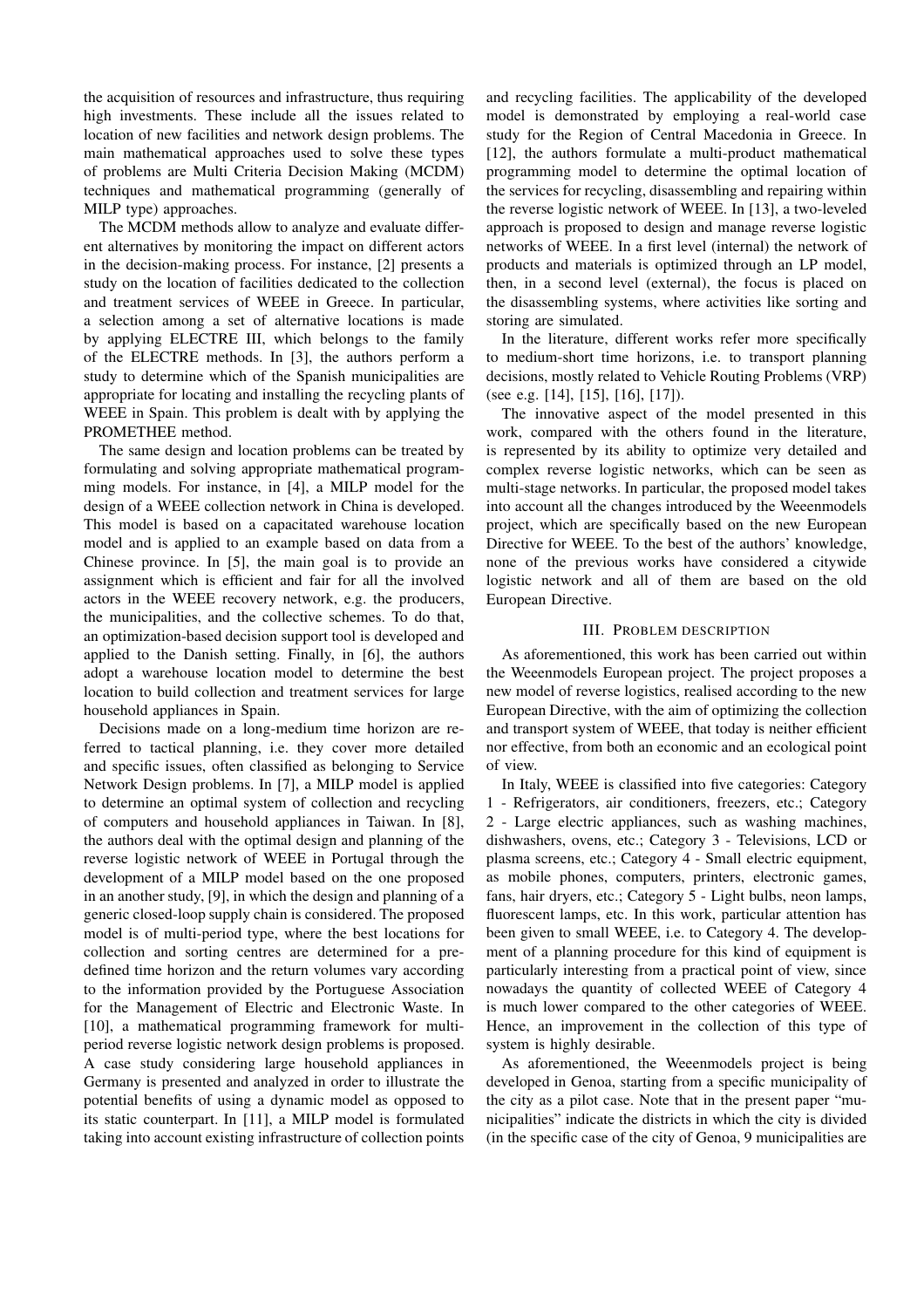the acquisition of resources and infrastructure, thus requiring high investments. These include all the issues related to location of new facilities and network design problems. The main mathematical approaches used to solve these types of problems are Multi Criteria Decision Making (MCDM) techniques and mathematical programming (generally of MILP type) approaches.

The MCDM methods allow to analyze and evaluate different alternatives by monitoring the impact on different actors in the decision-making process. For instance, [2] presents a study on the location of facilities dedicated to the collection and treatment services of WEEE in Greece. In particular, a selection among a set of alternative locations is made by applying ELECTRE III, which belongs to the family of the ELECTRE methods. In [3], the authors perform a study to determine which of the Spanish municipalities are appropriate for locating and installing the recycling plants of WEEE in Spain. This problem is dealt with by applying the PROMETHEE method.

The same design and location problems can be treated by formulating and solving appropriate mathematical programming models. For instance, in [4], a MILP model for the design of a WEEE collection network in China is developed. This model is based on a capacitated warehouse location model and is applied to an example based on data from a Chinese province. In [5], the main goal is to provide an assignment which is efficient and fair for all the involved actors in the WEEE recovery network, e.g. the producers, the municipalities, and the collective schemes. To do that, an optimization-based decision support tool is developed and applied to the Danish setting. Finally, in [6], the authors adopt a warehouse location model to determine the best location to build collection and treatment services for large household appliances in Spain.

Decisions made on a long-medium time horizon are referred to tactical planning, i.e. they cover more detailed and specific issues, often classified as belonging to Service Network Design problems. In [7], a MILP model is applied to determine an optimal system of collection and recycling of computers and household appliances in Taiwan. In [8], the authors deal with the optimal design and planning of the reverse logistic network of WEEE in Portugal through the development of a MILP model based on the one proposed in an another study, [9], in which the design and planning of a generic closed-loop supply chain is considered. The proposed model is of multi-period type, where the best locations for collection and sorting centres are determined for a predefined time horizon and the return volumes vary according to the information provided by the Portuguese Association for the Management of Electric and Electronic Waste. In [10], a mathematical programming framework for multi-period reverse logistic network design problems is proposed. A case study considering large household appliances in Germany is presented and analyzed in order to illustrate the potential benefits of using a dynamic model as opposed to its static counterpart. In [11], a MILP model is formulated taking into account existing infrastructure of collection points and recycling facilities. The applicability of the developed model is demonstrated by employing a real-world case study for the Region of Central Macedonia in Greece. In [12], the authors formulate a multi-product mathematical programming model to determine the optimal location of the services for recycling, disassembling and repairing within the reverse logistic network of WEEE. In [13], a two-leveled approach is proposed to design and manage reverse logistic networks of WEEE. In a first level (internal) the network of products and materials is optimized through an LP model, then, in a second level (external), the focus is placed on the disassembling systems, where activities like sorting and storing are simulated.

In the literature, different works refer more specifically to medium-short time horizons, i.e. to transport planning decisions, mostly related to Vehicle Routing Problems (VRP) (see e.g. [14], [15], [16], [17]).

The innovative aspect of the model presented in this work, compared with the others found in the literature, is represented by its ability to optimize very detailed and complex reverse logistic networks, which can be seen as multi-stage networks. In particular, the proposed model takes into account all the changes introduced by the Weeenmodels project, which are specifically based on the new European Directive for WEEE. To the best of the authors' knowledge, none of the previous works have considered a citywide logistic network and all of them are based on the old European Directive.

## III. Problem description

As aforementioned, this work has been carried out within the Weeenmodels European project. The project proposes a new model of reverse logistics, realised according to the new European Directive, with the aim of optimizing the collection and transport system of WEEE, that today is neither efficient nor effective, from both an economic and an ecological point of view.

In Italy, WEEE is classified into five categories: Category 1 - Refrigerators, air conditioners, freezers, etc.; Category 2 - Large electric appliances, such as washing machines, dishwashers, ovens, etc.; Category 3 - Televisions, LCD or plasma screens, etc.; Category 4 - Small electric equipment, as mobile phones, computers, printers, electronic games, fans, hair dryers, etc.; Category 5 - Light bulbs, neon lamps, fluorescent lamps, etc. In this work, particular attention has been given to small WEEE, i.e. to Category 4. The development of a planning procedure for this kind of equipment is particularly interesting from a practical point of view, since nowadays the quantity of collected WEEE of Category 4 is much lower compared to the other categories of WEEE. Hence, an improvement in the collection of this type of system is highly desirable.

As aforementioned, the Weeenmodels project is being developed in Genoa, starting from a specific municipality of the city as a pilot case. Note that in the present paper "municipalities" indicate the districts in which the city is divided (in the specific case of the city of Genoa, 9 municipalities are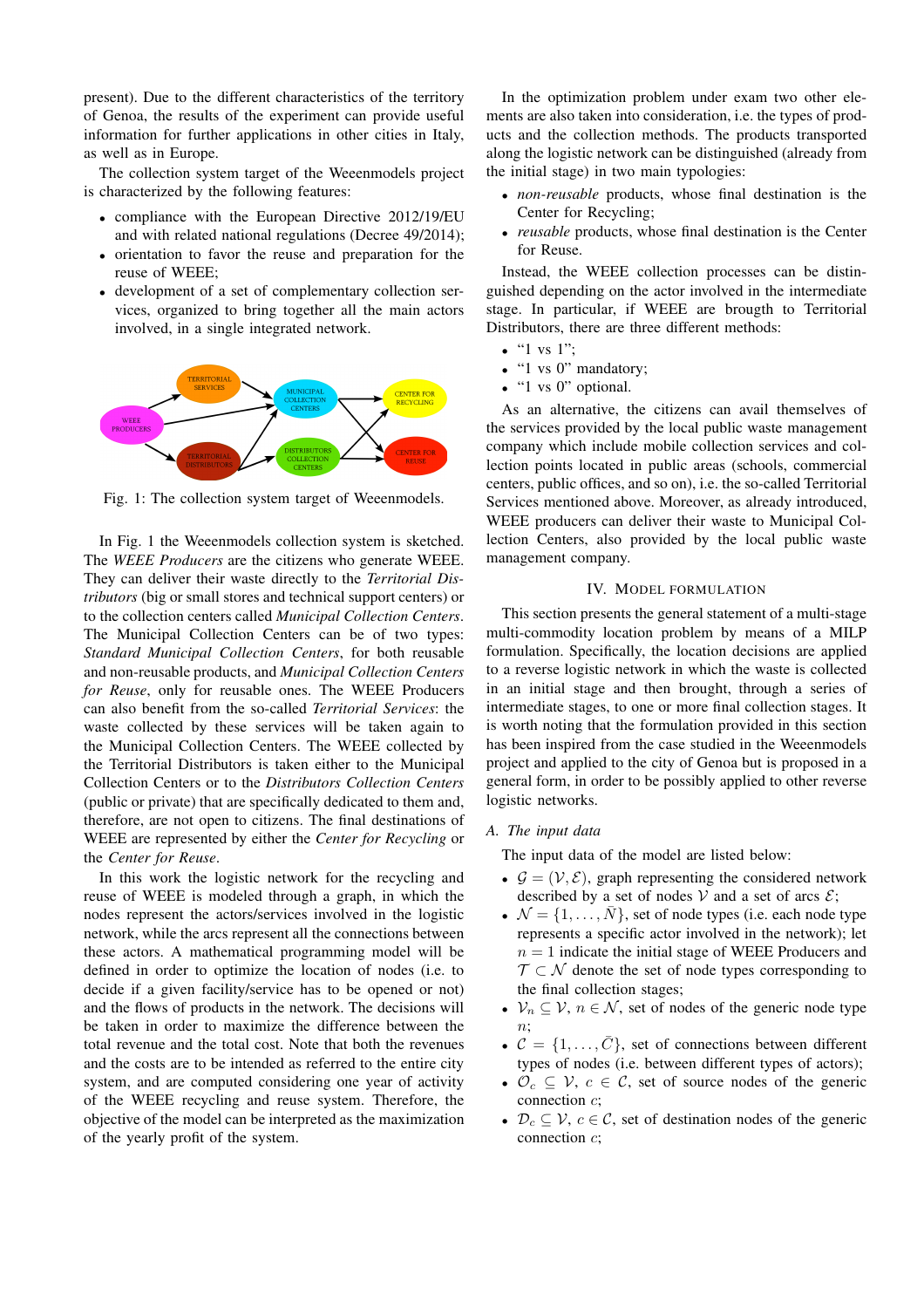present). Due to the different characteristics of the territory of Genoa, the results of the experiment can provide useful information for further applications in other cities in Italy, as well as in Europe.

The collection system target of the Weeenmodels project is characterized by the following features:

- compliance with the European Directive 2012/19/EU and with related national regulations (Decree 49/2014);
- orientation to favor the reuse and preparation for the reuse of WEEE;
- development of a set of complementary collection services, organized to bring together all the main actors involved, in a single integrated network.

TERRITORIAL SERVICES
MUNICIPAL COLLECTION CENTERS
CENTER FOR RECYCLING
WEEE PRODUCERS
TERRITORIAL DISTRIBUTORS
DISTRIBUTORS COLLECTION CENTERS
CENTER FOR REUSE

Fig. 1: The collection system target of Weeenmodels.

In Fig. 1 the Weeenmodels collection system is sketched. The *WEEE Producers* are the citizens who generate WEEE. They can deliver their waste directly to the *Territorial Distributors* (big or small stores and technical support centers) or to the collection centers called *Municipal Collection Centers*. The Municipal Collection Centers can be of two types: *Standard Municipal Collection Centers*, for both reusable and non-reusable products, and *Municipal Collection Centers for Reuse*, only for reusable ones. The WEEE Producers can also benefit from the so-called *Territorial Services*: the waste collected by these services will be taken again to the Municipal Collection Centers. The WEEE collected by the Territorial Distributors is taken either to the Municipal Collection Centers or to the *Distributors Collection Centers* (public or private) that are specifically dedicated to them and, therefore, are not open to citizens. The final destinations of WEEE are represented by either the *Center for Recycling* or the *Center for Reuse*.

In this work the logistic network for the recycling and reuse of WEEE is modeled through a graph, in which the nodes represent the actors/services involved in the logistic network, while the arcs represent all the connections between these actors. A mathematical programming model will be defined in order to optimize the location of nodes (i.e. to decide if a given facility/service has to be opened or not) and the flows of products in the network. The decisions will be taken in order to maximize the difference between the total revenue and the total cost. Note that both the revenues and the costs are to be intended as referred to the entire city system, and are computed considering one year of activity of the WEEE recycling and reuse system. Therefore, the objective of the model can be interpreted as the maximization of the yearly profit of the system.

In the optimization problem under exam two other elements are also taken into consideration, i.e. the types of products and the collection methods. The products transported along the logistic network can be distinguished (already from the initial stage) in two main typologies:

- *non-reusable* products, whose final destination is the Center for Recycling;
- *reusable* products, whose final destination is the Center for Reuse.

Instead, the WEEE collection processes can be distinguished depending on the actor involved in the intermediate stage. In particular, if WEEE are brougth to Territorial Distributors, there are three different methods:

- "1 vs 1";
- "1 vs 0" mandatory;
- "1 vs 0" optional.

As an alternative, the citizens can avail themselves of the services provided by the local public waste management company which include mobile collection services and collection points located in public areas (schools, commercial centers, public offices, and so on), i.e. the so-called Territorial Services mentioned above. Moreover, as already introduced, WEEE producers can deliver their waste to Municipal Collection Centers, also provided by the local public waste management company.

## IV. Model Formulation

This section presents the general statement of a multi-stage multi-commodity location problem by means of a MILP formulation. Specifically, the location decisions are applied to a reverse logistic network in which the waste is collected in an initial stage and then brought, through a series of intermediate stages, to one or more final collection stages. It is worth noting that the formulation provided in this section has been inspired from the case studied in the Weeenmodels project and applied to the city of Genoa but is proposed in a general form, in order to be possibly applied to other reverse logistic networks.

### A. The input data

The input data of the model are listed below:

- $\mathcal{G} = (\mathcal{V}, \mathcal{E})$, graph representing the considered network described by a set of nodes $\mathcal{V}$ and a set of arcs $\mathcal{E}$;
- $\mathcal{N} = \{1, \ldots, \bar{N}\}$, set of node types (i.e. each node type represents a specific actor involved in the network); let $n = 1$ indicate the initial stage of WEEE Producers and $\mathcal{T} \subset \mathcal{N}$ denote the set of node types corresponding to the final collection stages;
- $\mathcal{V}_n \subseteq \mathcal{V}$, $n \in \mathcal{N}$, set of nodes of the generic node type $n$;
- $\mathcal{C} = \{1, \ldots, \bar{C}\}$, set of connections between different types of nodes (i.e. between different types of actors);
- $\mathcal{O}_c \subseteq \mathcal{V}$, $c \in \mathcal{C}$, set of source nodes of the generic connection $c$;
- $\mathcal{D}_c \subseteq \mathcal{V}$, $c \in \mathcal{C}$, set of destination nodes of the generic connection $c$;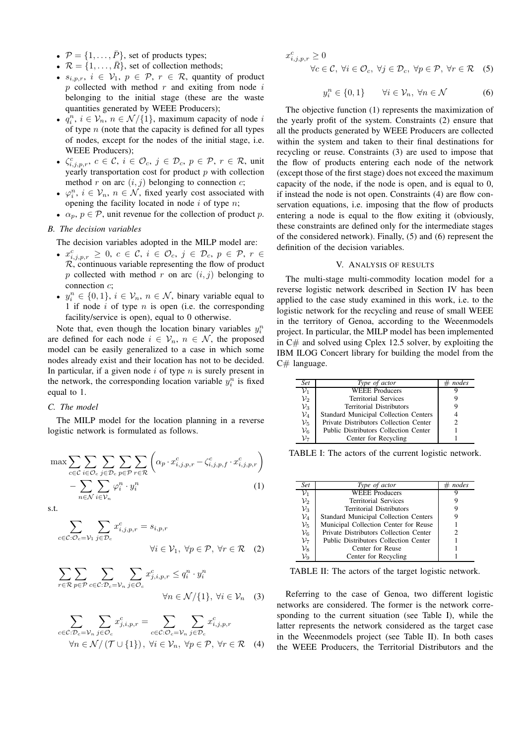- $\mathcal{P} = \{1, \ldots, \bar{P}\}$, set of products types;
- $\mathcal{R} = \{1, \ldots, \bar{R}\}$, set of collection methods;
- $s_{i,p,r}$, $i \in \mathcal{V}_1$, $p \in \mathcal{P}$, $r \in \mathcal{R}$, quantity of product $p$ collected with method $r$ and exiting from node $i$ belonging to the initial stage (these are the waste quantities generated by WEEE Producers);
- $q_i^n$, $i \in \mathcal{V}_n$, $n \in \mathcal{N}/\{1\}$, maximum capacity of node $i$ of type $n$ (note that the capacity is defined for all types of nodes, except for the nodes of the initial stage, i.e. WEEE Producers);
- $\zeta_{i,j,p,r}^c$, $c \in \mathcal{C}$, $i \in \mathcal{O}_c$, $j \in \mathcal{D}_c$, $p \in \mathcal{P}$, $r \in \mathcal{R}$, unit yearly transportation cost for product $p$ with collection method $r$ on arc $(i, j)$ belonging to connection $c$;
- $\varphi_i^n$, $i \in \mathcal{V}_n$, $n \in \mathcal{N}$, fixed yearly cost associated with opening the facility located in node $i$ of type $n$;
- $\alpha_p$, $p \in \mathcal{P}$, unit revenue for the collection of product $p$.

### *B. The decision variables*

The decision variables adopted in the MILP model are:

- $x_{i,j,p,r}^c \geq 0$, $c \in \mathcal{C}$, $i \in \mathcal{O}_c$, $j \in \mathcal{D}_c$, $p \in \mathcal{P}$, $r \in \mathcal{R}$, continuous variable representing the flow of product $p$ collected with method $r$ on arc $(i, j)$ belonging to connection $c$;
- $y_i^n \in \{0, 1\}$, $i \in \mathcal{V}_n$, $n \in \mathcal{N}$, binary variable equal to 1 if node $i$ of type $n$ is open (i.e. the corresponding facility/service is open), equal to 0 otherwise.

Note that, even though the location binary variables $y_i^n$ are defined for each node $i \in \mathcal{V}_n$, $n \in \mathcal{N}$, the proposed model can be easily generalized to a case in which some nodes already exist and their location has not to be decided. In particular, if a given node $i$ of type $n$ is surely present in the network, the corresponding location variable $y_i^n$ is fixed equal to 1.

### *C. The model*

The MILP model for the location planning in a reverse logistic network is formulated as follows.

$$\max \sum_{c \in \mathcal{C}} \sum_{i \in \mathcal{O}_c} \sum_{j \in \mathcal{D}_c} \sum_{p \in \mathcal{P}} \sum_{r \in \mathcal{R}} \left( \alpha_p \cdot x_{i,j,p,r}^c - \zeta_{i,j,p,f}^c \cdot x_{i,j,p,r}^c \right) - \sum_{n \in \mathcal{N}} \sum_{i \in \mathcal{V}_n} \varphi_i^n \cdot y_i^n \quad (1)$$

s.t.

$$\sum_{c \in \mathcal{C}: \mathcal{O}_c = \mathcal{V}_1} \sum_{j \in \mathcal{D}_c} x_{i,j,p,r}^c = s_{i,p,r} \qquad \forall i \in \mathcal{V}_1,\ \forall p \in \mathcal{P},\ \forall r \in \mathcal{R} \quad (2)$$

$$\sum_{r \in \mathcal{R}} \sum_{p \in \mathcal{P}} \sum_{c \in \mathcal{C}: \mathcal{D}_c = \mathcal{V}_n} \sum_{j \in \mathcal{O}_c} x_{j,i,p,r}^c \leq q_i^n \cdot y_i^n \qquad \forall n \in \mathcal{N}/\{1\},\ \forall i \in \mathcal{V}_n \quad (3)$$

$$\sum_{c \in \mathcal{C}: \mathcal{D}_c = \mathcal{V}_n} \sum_{j \in \mathcal{O}_c} x_{j,i,p,r}^c = \sum_{c \in \mathcal{C}: \mathcal{O}_c = \mathcal{V}_n} \sum_{j \in \mathcal{D}_c} x_{i,j,p,r}^c \qquad \forall n \in \mathcal{N}/\left(\mathcal{T} \cup \{1\}\right),\ \forall i \in \mathcal{V}_n,\ \forall p \in \mathcal{P},\ \forall r \in \mathcal{R} \quad (4)$$

$$x_{i,j,p,r}^c \geq 0 \qquad \forall c \in \mathcal{C},\ \forall i \in \mathcal{O}_c,\ \forall j \in \mathcal{D}_c,\ \forall p \in \mathcal{P},\ \forall r \in \mathcal{R} \quad (5)$$

$$y_i^n \in \{0, 1\} \qquad \forall i \in \mathcal{V}_n,\ \forall n \in \mathcal{N} \quad (6)$$

The objective function (1) represents the maximization of the yearly profit of the system. Constraints (2) ensure that all the products generated by WEEE Producers are collected within the system and taken to their final destinations for recycling or reuse. Constraints (3) are used to impose that the flow of products entering each node of the network (except those of the first stage) does not exceed the maximum capacity of the node, if the node is open, and is equal to 0, if instead the node is not open. Constraints (4) are flow conservation equations, i.e. imposing that the flow of products entering a node is equal to the flow exiting it (obviously, these constraints are defined only for the intermediate stages of the considered network). Finally, (5) and (6) represent the definition of the decision variables.

## V. Analysis of Results

The multi-stage multi-commodity location model for a reverse logistic network described in Section IV has been applied to the case study examined in this work, i.e. to the logistic network for the recycling and reuse of small WEEE in the territory of Genoa, according to the Weeenmodels project. In particular, the MILP model has been implemented in C# and solved using Cplex 12.5 solver, by exploiting the IBM ILOG Concert library for building the model from the C# language.

| *Set* | *Type of actor* | *# nodes* |
|---|---|---|
| $\mathcal{V}_1$ | WEEE Producers | 9 |
| $\mathcal{V}_2$ | Territorial Services | 9 |
| $\mathcal{V}_3$ | Territorial Distributors | 9 |
| $\mathcal{V}_4$ | Standard Municipal Collection Centers | 4 |
| $\mathcal{V}_5$ | Private Distributors Collection Center | 2 |
| $\mathcal{V}_6$ | Public Distributors Collection Center | 1 |
| $\mathcal{V}_7$ | Center for Recycling | 1 |

TABLE I: The actors of the current logistic network.

| *Set* | *Type of actor* | *# nodes* |
|---|---|---|
| $\mathcal{V}_1$ | WEEE Producers | 9 |
| $\mathcal{V}_2$ | Territorial Services | 9 |
| $\mathcal{V}_3$ | Territorial Distributors | 9 |
| $\mathcal{V}_4$ | Standard Municipal Collection Centers | 9 |
| $\mathcal{V}_5$ | Municipal Collection Center for Reuse | 1 |
| $\mathcal{V}_6$ | Private Distributors Collection Center | 2 |
| $\mathcal{V}_7$ | Public Distributors Collection Center | 1 |
| $\mathcal{V}_8$ | Center for Reuse | 1 |
| $\mathcal{V}_9$ | Center for Recycling | 1 |

TABLE II: The actors of the target logistic network.

Referring to the case of Genoa, two different logistic networks are considered. The former is the network corresponding to the current situation (see Table I), while the latter represents the network considered as the target case in the Weeenmodels project (see Table II). In both cases the WEEE Producers, the Territorial Distributors and the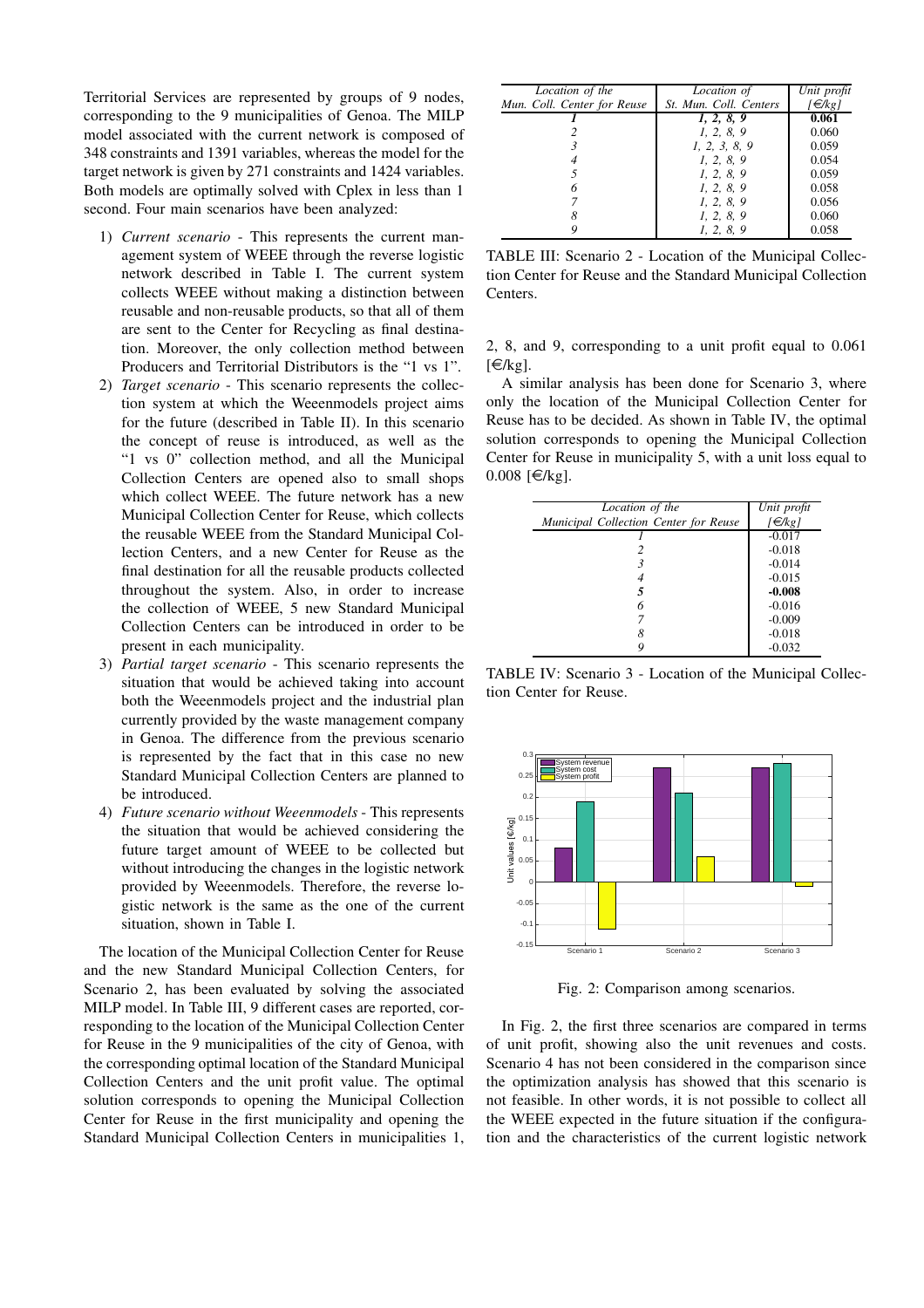Territorial Services are represented by groups of 9 nodes, corresponding to the 9 municipalities of Genoa. The MILP model associated with the current network is composed of 348 constraints and 1391 variables, whereas the model for the target network is given by 271 constraints and 1424 variables. Both models are optimally solved with Cplex in less than 1 second. Four main scenarios have been analyzed:

1) *Current scenario* - This represents the current management system of WEEE through the reverse logistic network described in Table I. The current system collects WEEE without making a distinction between reusable and non-reusable products, so that all of them are sent to the Center for Recycling as final destination. Moreover, the only collection method between Producers and Territorial Distributors is the "1 vs 1".
2) *Target scenario* - This scenario represents the collection system at which the Weeenmodels project aims for the future (described in Table II). In this scenario the concept of reuse is introduced, as well as the "1 vs 0" collection method, and all the Municipal Collection Centers are opened also to small shops which collect WEEE. The future network has a new Municipal Collection Center for Reuse, which collects the reusable WEEE from the Standard Municipal Collection Centers, and a new Center for Reuse as the final destination for all the reusable products collected throughout the system. Also, in order to increase the collection of WEEE, 5 new Standard Municipal Collection Centers can be introduced in order to be present in each municipality.
3) *Partial target scenario* - This scenario represents the situation that would be achieved taking into account both the Weeenmodels project and the industrial plan currently provided by the waste management company in Genoa. The difference from the previous scenario is represented by the fact that in this case no new Standard Municipal Collection Centers are planned to be introduced.
4) *Future scenario without Weeenmodels* - This represents the situation that would be achieved considering the future target amount of WEEE to be collected but without introducing the changes in the logistic network provided by Weeenmodels. Therefore, the reverse logistic network is the same as the one of the current situation, shown in Table I.

The location of the Municipal Collection Center for Reuse and the new Standard Municipal Collection Centers, for Scenario 2, has been evaluated by solving the associated MILP model. In Table III, 9 different cases are reported, corresponding to the location of the Municipal Collection Center for Reuse in the 9 municipalities of the city of Genoa, with the corresponding optimal location of the Standard Municipal Collection Centers and the unit profit value. The optimal solution corresponds to opening the Municipal Collection Center for Reuse in the first municipality and opening the Standard Municipal Collection Centers in municipalities 1, 2, 8, and 9, corresponding to a unit profit equal to 0.061 [€/kg].

| *Location of the Mun. Coll. Center for Reuse* | *Location of St. Mun. Coll. Centers* | *Unit profit [€/kg]* |
|---|---|---|
| ***1*** | ***1, 2, 8, 9*** | **0.061** |
| *2* | *1, 2, 8, 9* | 0.060 |
| *3* | *1, 2, 3, 8, 9* | 0.059 |
| *4* | *1, 2, 8, 9* | 0.054 |
| *5* | *1, 2, 8, 9* | 0.059 |
| *6* | *1, 2, 8, 9* | 0.058 |
| *7* | *1, 2, 8, 9* | 0.056 |
| *8* | *1, 2, 8, 9* | 0.060 |
| *9* | *1, 2, 8, 9* | 0.058 |

TABLE III: Scenario 2 - Location of the Municipal Collection Center for Reuse and the Standard Municipal Collection Centers.

A similar analysis has been done for Scenario 3, where only the location of the Municipal Collection Center for Reuse has to be decided. As shown in Table IV, the optimal solution corresponds to opening the Municipal Collection Center for Reuse in municipality 5, with a unit loss equal to 0.008 [€/kg].

| *Location of the Municipal Collection Center for Reuse* | *Unit profit [€/kg]* |
|---|---|
| *1* | -0.017 |
| *2* | -0.018 |
| *3* | -0.014 |
| *4* | -0.015 |
| ***5*** | **-0.008** |
| *6* | -0.016 |
| *7* | -0.009 |
| *8* | -0.018 |
| *9* | -0.032 |

TABLE IV: Scenario 3 - Location of the Municipal Collection Center for Reuse.

Fig. 2: Comparison among scenarios.

In Fig. 2, the first three scenarios are compared in terms of unit profit, showing also the unit revenues and costs. Scenario 4 has not been considered in the comparison since the optimization analysis has showed that this scenario is not feasible. In other words, it is not possible to collect all the WEEE expected in the future situation if the configuration and the characteristics of the current logistic network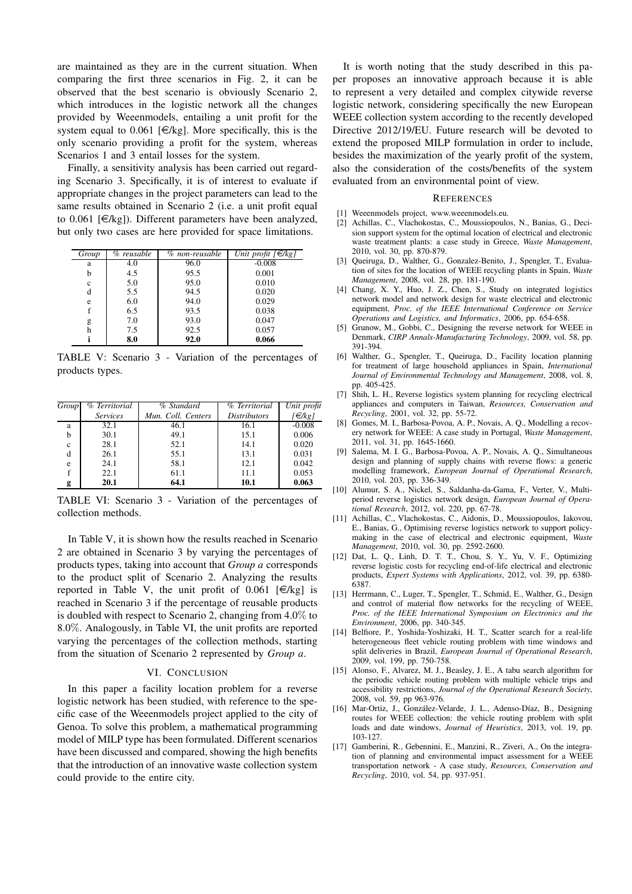are maintained as they are in the current situation. When comparing the first three scenarios in Fig. 2, it can be observed that the best scenario is obviously Scenario 2, which introduces in the logistic network all the changes provided by Weeenmodels, entailing a unit profit for the system equal to 0.061 [€/kg]. More specifically, this is the only scenario providing a profit for the system, whereas Scenarios 1 and 3 entail losses for the system.

Finally, a sensitivity analysis has been carried out regarding Scenario 3. Specifically, it is of interest to evaluate if appropriate changes in the project parameters can lead to the same results obtained in Scenario 2 (i.e. a unit profit equal to 0.061 [€/kg]). Different parameters have been analyzed, but only two cases are here provided for space limitations.

| *Group* | *% reusable* | *% non-reusable* | *Unit profit [€/kg]* |
|---|---|---|---|
| a | 4.0 | 96.0 | -0.008 |
| b | 4.5 | 95.5 | 0.001 |
| c | 5.0 | 95.0 | 0.010 |
| d | 5.5 | 94.5 | 0.020 |
| e | 6.0 | 94.0 | 0.029 |
| f | 6.5 | 93.5 | 0.038 |
| g | 7.0 | 93.0 | 0.047 |
| h | 7.5 | 92.5 | 0.057 |
| **i** | **8.0** | **92.0** | **0.066** |

TABLE V: Scenario 3 - Variation of the percentages of products types.

| *Group* | *% Territorial Services* | *% Standard Mun. Coll. Centers* | *% Territorial Distributors* | *Unit profit [€/kg]* |
|---|---|---|---|---|
| a | 32.1 | 46.1 | 16.1 | -0.008 |
| b | 30.1 | 49.1 | 15.1 | 0.006 |
| c | 28.1 | 52.1 | 14.1 | 0.020 |
| d | 26.1 | 55.1 | 13.1 | 0.031 |
| e | 24.1 | 58.1 | 12.1 | 0.042 |
| f | 22.1 | 61.1 | 11.1 | 0.053 |
| **g** | **20.1** | **64.1** | **10.1** | **0.063** |

TABLE VI: Scenario 3 - Variation of the percentages of collection methods.

In Table V, it is shown how the results reached in Scenario 2 are obtained in Scenario 3 by varying the percentages of products types, taking into account that *Group a* corresponds to the product split of Scenario 2. Analyzing the results reported in Table V, the unit profit of 0.061 [€/kg] is reached in Scenario 3 if the percentage of reusable products is doubled with respect to Scenario 2, changing from 4.0% to 8.0%. Analogously, in Table VI, the unit profits are reported varying the percentages of the collection methods, starting from the situation of Scenario 2 represented by *Group a*.

## VI. Conclusion

In this paper a facility location problem for a reverse logistic network has been studied, with reference to the specific case of the Weeenmodels project applied to the city of Genoa. To solve this problem, a mathematical programming model of MILP type has been formulated. Different scenarios have been discussed and compared, showing the high benefits that the introduction of an innovative waste collection system could provide to the entire city.

It is worth noting that the study described in this paper proposes an innovative approach because it is able to represent a very detailed and complex citywide reverse logistic network, considering specifically the new European WEEE collection system according to the recently developed Directive 2012/19/EU. Future research will be devoted to extend the proposed MILP formulation in order to include, besides the maximization of the yearly profit of the system, also the consideration of the costs/benefits of the system evaluated from an environmental point of view.

## References

[1] Weeenmodels project, www.weeenmodels.eu.

[2] Achillas, C., Vlachokostas, C., Moussiopoulos, N., Banias, G., Decision support system for the optimal location of electrical and electronic waste treatment plants: a case study in Greece, *Waste Management*, 2010, vol. 30, pp. 870-879.

[3] Queiruga, D., Walther, G., Gonzalez-Benito, J., Spengler, T., Evaluation of sites for the location of WEEE recycling plants in Spain, *Waste Management*, 2008, vol. 28, pp. 181-190.

[4] Chang, X. Y., Huo, J. Z., Chen, S., Study on integrated logistics network model and network design for waste electrical and electronic equipment, *Proc. of the IEEE International Conference on Service Operations and Logistics, and Informatics*, 2006, pp. 654-658.

[5] Grunow, M., Gobbi, C., Designing the reverse network for WEEE in Denmark, *CIRP Annals-Manufacturing Technology*, 2009, vol. 58, pp. 391-394.

[6] Walther, G., Spengler, T., Queiruga, D., Facility location planning for treatment of large household appliances in Spain, *International Journal of Environmental Technology and Management*, 2008, vol. 8, pp. 405-425.

[7] Shih, L. H., Reverse logistics system planning for recycling electrical appliances and computers in Taiwan, *Resources, Conservation and Recycling*, 2001, vol. 32, pp. 55-72.

[8] Gomes, M. I., Barbosa-Povoa, A. P., Novais, A. Q., Modelling a recovery network for WEEE: A case study in Portugal, *Waste Management*, 2011, vol. 31, pp. 1645-1660.

[9] Salema, M. I. G., Barbosa-Povoa, A. P., Novais, A. Q., Simultaneous design and planning of supply chains with reverse flows: a generic modelling framework, *European Journal of Operational Research*, 2010, vol. 203, pp. 336-349.

[10] Alumur, S. A., Nickel, S., Saldanha-da-Gama, F., Verter, V., Multi-period reverse logistics network design, *European Journal of Operational Research*, 2012, vol. 220, pp. 67-78.

[11] Achillas, C., Vlachokostas, C., Aidonis, D., Moussiopoulos, Iakovou, E., Banias, G., Optimising reverse logistics network to support policy-making in the case of electrical and electronic equipment, *Waste Management*, 2010, vol. 30, pp. 2592-2600.

[12] Dat, L. Q., Linh, D. T. T., Chou, S. Y., Yu, V. F., Optimizing reverse logistic costs for recycling end-of-life electrical and electronic products, *Expert Systems with Applications*, 2012, vol. 39, pp. 6380-6387.

[13] Herrmann, C., Luger, T., Spengler, T., Schmid, E., Walther, G., Design and control of material flow networks for the recycling of WEEE, *Proc. of the IEEE International Symposium on Electronics and the Environment*, 2006, pp. 340-345.

[14] Belfiore, P., Yoshida-Yoshizaki, H. T., Scatter search for a real-life heterogeneous fleet vehicle routing problem with time windows and split deliveries in Brazil, *European Journal of Operational Research*, 2009, vol. 199, pp. 750-758.

[15] Alonso, F., Alvarez, M. J., Beasley, J. E., A tabu search algorithm for the periodic vehicle routing problem with multiple vehicle trips and accessibility restrictions, *Journal of the Operational Research Society*, 2008, vol. 59, pp 963-976.

[16] Mar-Ortiz, J., González-Velarde, J. L., Adenso-Díaz, B., Designing routes for WEEE collection: the vehicle routing problem with split loads and date windows, *Journal of Heuristics*, 2013, vol. 19, pp. 103-127.

[17] Gamberini, R., Gebennini, E., Manzini, R., Ziveri, A., On the integration of planning and environmental impact assessment for a WEEE transportation network - A case study, *Resources, Conservation and Recycling*, 2010, vol. 54, pp. 937-951.